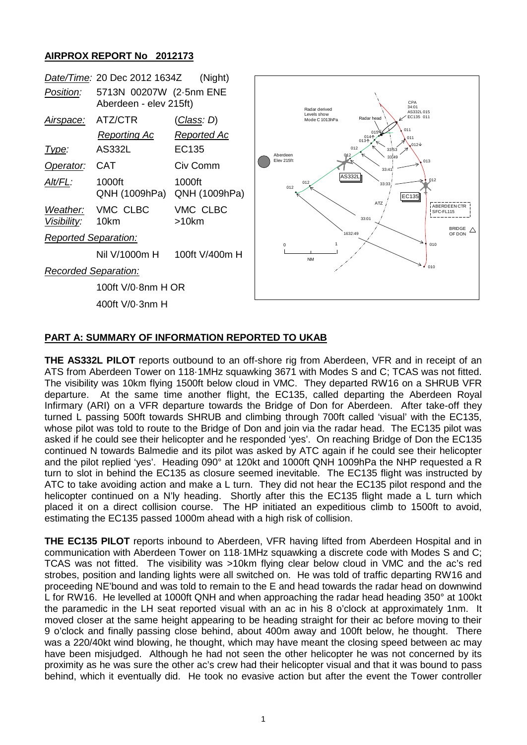## AIRPROX REPORT No 2012173

| | | |
|---|---|---|
| *Date/Time:* | 20 Dec 2012 1634Z | (Night) |
| *Position:* | 5713N 00207W (2·5nm ENE Aberdeen - elev 215ft) | |
| *Airspace:* | ATZ/CTR | (*Class*: D) |
| | *Reporting Ac* | *Reported Ac* |
| *Type:* | AS332L | EC135 |
| *Operator:* | CAT | Civ Comm |
| *Alt/FL:* | 1000ft QNH (1009hPa) | 1000ft QNH (1009hPa) |
| *Weather:* | VMC CLBC | VMC CLBC |
| *Visibility:* | 10km | >10km |
| *Reported Separation:* | | |
| | Nil V/1000m H | 100ft V/400m H |
| *Recorded Separation:* | | |
| | 100ft V/0·8nm H OR | |
| | 400ft V/0·3nm H | |

### PART A: SUMMARY OF INFORMATION REPORTED TO UKAB

**THE AS332L PILOT** reports outbound to an off-shore rig from Aberdeen, VFR and in receipt of an ATS from Aberdeen Tower on 118·1MHz squawking 3671 with Modes S and C; TCAS was not fitted. The visibility was 10km flying 1500ft below cloud in VMC. They departed RW16 on a SHRUB VFR departure. At the same time another flight, the EC135, called departing the Aberdeen Royal Infirmary (ARI) on a VFR departure towards the Bridge of Don for Aberdeen. After take-off they turned L passing 500ft towards SHRUB and climbing through 700ft called 'visual' with the EC135, whose pilot was told to route to the Bridge of Don and join via the radar head. The EC135 pilot was asked if he could see their helicopter and he responded 'yes'. On reaching Bridge of Don the EC135 continued N towards Balmedie and its pilot was asked by ATC again if he could see their helicopter and the pilot replied 'yes'. Heading 090° at 120kt and 1000ft QNH 1009hPa the NHP requested a R turn to slot in behind the EC135 as closure seemed inevitable. The EC135 flight was instructed by ATC to take avoiding action and make a L turn. They did not hear the EC135 pilot respond and the helicopter continued on a N'ly heading. Shortly after this the EC135 flight made a L turn which placed it on a direct collision course. The HP initiated an expeditious climb to 1500ft to avoid, estimating the EC135 passed 1000m ahead with a high risk of collision.

**THE EC135 PILOT** reports inbound to Aberdeen, VFR having lifted from Aberdeen Hospital and in communication with Aberdeen Tower on 118·1MHz squawking a discrete code with Modes S and C; TCAS was not fitted. The visibility was >10km flying clear below cloud in VMC and the ac's red strobes, position and landing lights were all switched on. He was told of traffic departing RW16 and proceeding NE'bound and was told to remain to the E and head towards the radar head on downwind L for RW16. He levelled at 1000ft QNH and when approaching the radar head heading 350° at 100kt the paramedic in the LH seat reported visual with an ac in his 8 o'clock at approximately 1nm. It moved closer at the same height appearing to be heading straight for their ac before moving to their 9 o'clock and finally passing close behind, about 400m away and 100ft below, he thought. There was a 220/40kt wind blowing, he thought, which may have meant the closing speed between ac may have been misjudged. Although he had not seen the other helicopter he was not concerned by its proximity as he was sure the other ac's crew had their helicopter visual and that it was bound to pass behind, which it eventually did. He took no evasive action but after the event the Tower controller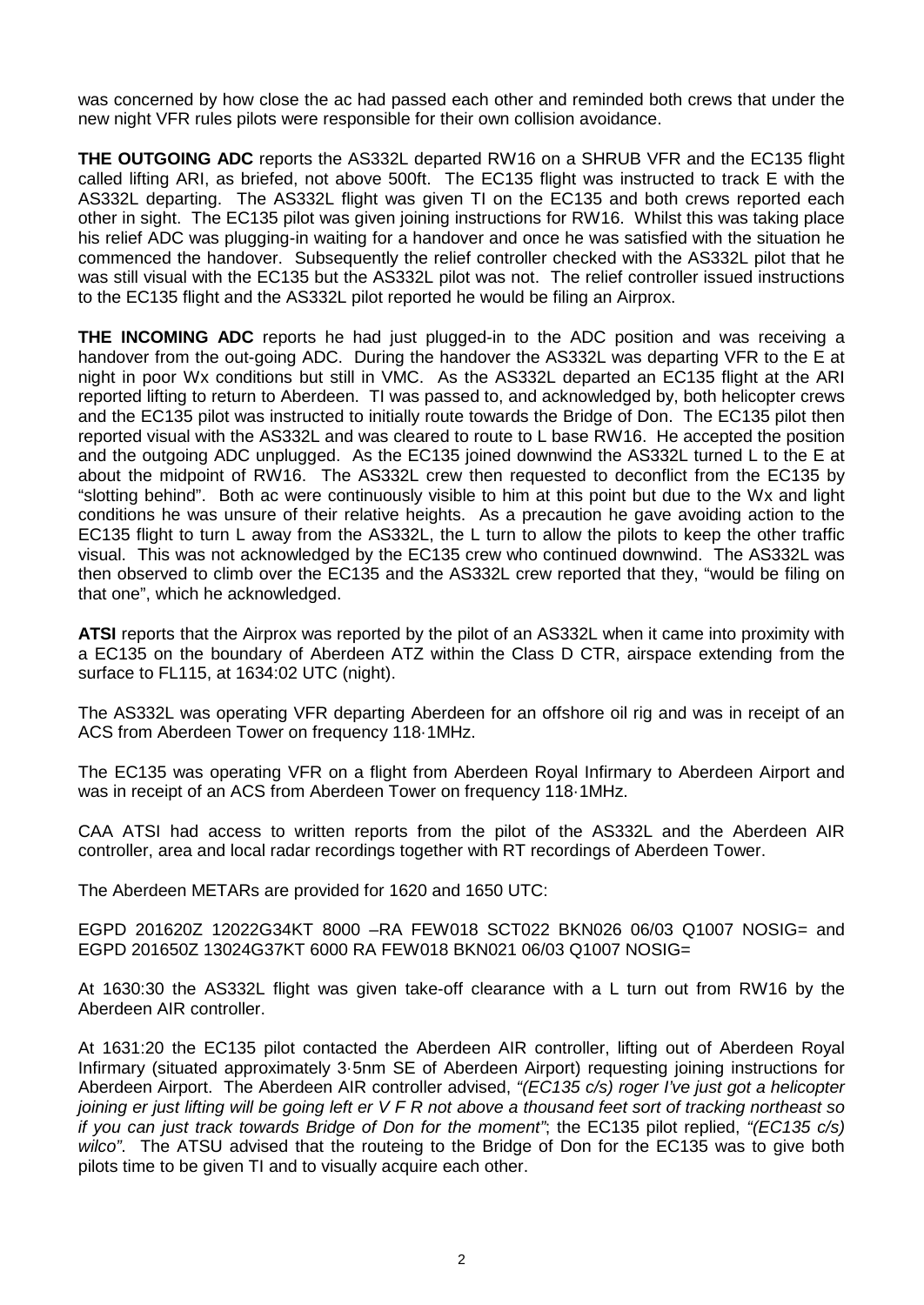was concerned by how close the ac had passed each other and reminded both crews that under the new night VFR rules pilots were responsible for their own collision avoidance.

**THE OUTGOING ADC** reports the AS332L departed RW16 on a SHRUB VFR and the EC135 flight called lifting ARI, as briefed, not above 500ft. The EC135 flight was instructed to track E with the AS332L departing. The AS332L flight was given TI on the EC135 and both crews reported each other in sight. The EC135 pilot was given joining instructions for RW16. Whilst this was taking place his relief ADC was plugging-in waiting for a handover and once he was satisfied with the situation he commenced the handover. Subsequently the relief controller checked with the AS332L pilot that he was still visual with the EC135 but the AS332L pilot was not. The relief controller issued instructions to the EC135 flight and the AS332L pilot reported he would be filing an Airprox.

**THE INCOMING ADC** reports he had just plugged-in to the ADC position and was receiving a handover from the out-going ADC. During the handover the AS332L was departing VFR to the E at night in poor Wx conditions but still in VMC. As the AS332L departed an EC135 flight at the ARI reported lifting to return to Aberdeen. TI was passed to, and acknowledged by, both helicopter crews and the EC135 pilot was instructed to initially route towards the Bridge of Don. The EC135 pilot then reported visual with the AS332L and was cleared to route to L base RW16. He accepted the position and the outgoing ADC unplugged. As the EC135 joined downwind the AS332L turned L to the E at about the midpoint of RW16. The AS332L crew then requested to deconflict from the EC135 by "slotting behind". Both ac were continuously visible to him at this point but due to the Wx and light conditions he was unsure of their relative heights. As a precaution he gave avoiding action to the EC135 flight to turn L away from the AS332L, the L turn to allow the pilots to keep the other traffic visual. This was not acknowledged by the EC135 crew who continued downwind. The AS332L was then observed to climb over the EC135 and the AS332L crew reported that they, "would be filing on that one", which he acknowledged.

**ATSI** reports that the Airprox was reported by the pilot of an AS332L when it came into proximity with a EC135 on the boundary of Aberdeen ATZ within the Class D CTR, airspace extending from the surface to FL115, at 1634:02 UTC (night).

The AS332L was operating VFR departing Aberdeen for an offshore oil rig and was in receipt of an ACS from Aberdeen Tower on frequency 118·1MHz.

The EC135 was operating VFR on a flight from Aberdeen Royal Infirmary to Aberdeen Airport and was in receipt of an ACS from Aberdeen Tower on frequency 118·1MHz.

CAA ATSI had access to written reports from the pilot of the AS332L and the Aberdeen AIR controller, area and local radar recordings together with RT recordings of Aberdeen Tower.

The Aberdeen METARs are provided for 1620 and 1650 UTC:

EGPD 201620Z 12022G34KT 8000 –RA FEW018 SCT022 BKN026 06/03 Q1007 NOSIG= and EGPD 201650Z 13024G37KT 6000 RA FEW018 BKN021 06/03 Q1007 NOSIG=

At 1630:30 the AS332L flight was given take-off clearance with a L turn out from RW16 by the Aberdeen AIR controller.

At 1631:20 the EC135 pilot contacted the Aberdeen AIR controller, lifting out of Aberdeen Royal Infirmary (situated approximately 3·5nm SE of Aberdeen Airport) requesting joining instructions for Aberdeen Airport. The Aberdeen AIR controller advised, *"(EC135 c/s) roger I've just got a helicopter joining er just lifting will be going left er V F R not above a thousand feet sort of tracking northeast so if you can just track towards Bridge of Don for the moment"*; the EC135 pilot replied, *"(EC135 c/s) wilco"*. The ATSU advised that the routeing to the Bridge of Don for the EC135 was to give both pilots time to be given TI and to visually acquire each other.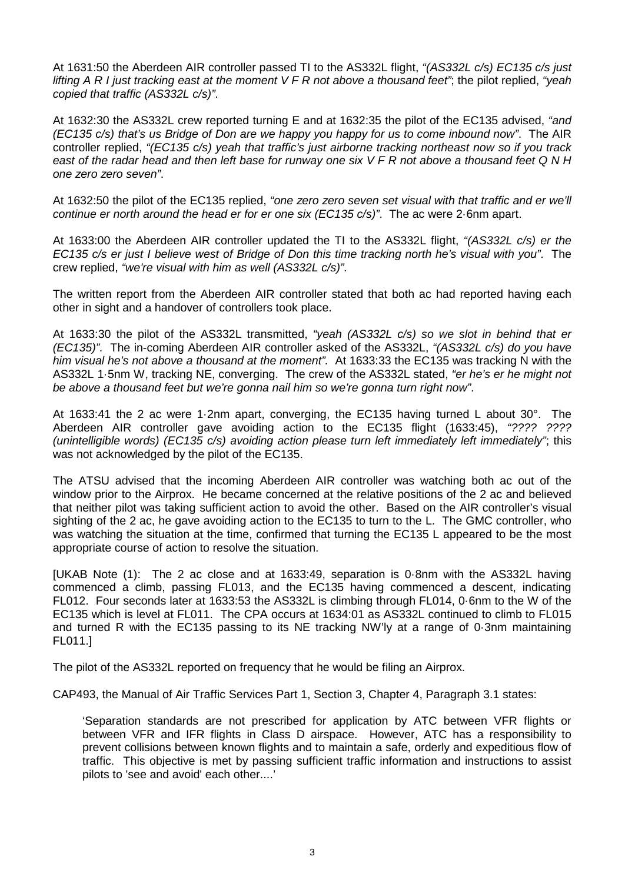At 1631:50 the Aberdeen AIR controller passed TI to the AS332L flight, *"(AS332L c/s) EC135 c/s just lifting A R I just tracking east at the moment V F R not above a thousand feet"*; the pilot replied, *"yeah copied that traffic (AS332L c/s)"*.

At 1632:30 the AS332L crew reported turning E and at 1632:35 the pilot of the EC135 advised, *"and (EC135 c/s) that's us Bridge of Don are we happy you happy for us to come inbound now"*. The AIR controller replied, *"(EC135 c/s) yeah that traffic's just airborne tracking northeast now so if you track east of the radar head and then left base for runway one six V F R not above a thousand feet Q N H one zero zero seven"*.

At 1632:50 the pilot of the EC135 replied, *"one zero zero seven set visual with that traffic and er we'll continue er north around the head er for er one six (EC135 c/s)"*. The ac were 2·6nm apart.

At 1633:00 the Aberdeen AIR controller updated the TI to the AS332L flight, *"(AS332L c/s) er the EC135 c/s er just I believe west of Bridge of Don this time tracking north he's visual with you"*. The crew replied, *"we're visual with him as well (AS332L c/s)"*.

The written report from the Aberdeen AIR controller stated that both ac had reported having each other in sight and a handover of controllers took place.

At 1633:30 the pilot of the AS332L transmitted, *"yeah (AS332L c/s) so we slot in behind that er (EC135)"*. The in-coming Aberdeen AIR controller asked of the AS332L, *"(AS332L c/s) do you have him visual he's not above a thousand at the moment"*. At 1633:33 the EC135 was tracking N with the AS332L 1·5nm W, tracking NE, converging. The crew of the AS332L stated, *"er he's er he might not be above a thousand feet but we're gonna nail him so we're gonna turn right now"*.

At 1633:41 the 2 ac were 1·2nm apart, converging, the EC135 having turned L about 30°. The Aberdeen AIR controller gave avoiding action to the EC135 flight (1633:45), *"???? ???? (unintelligible words) (EC135 c/s) avoiding action please turn left immediately left immediately"*; this was not acknowledged by the pilot of the EC135.

The ATSU advised that the incoming Aberdeen AIR controller was watching both ac out of the window prior to the Airprox. He became concerned at the relative positions of the 2 ac and believed that neither pilot was taking sufficient action to avoid the other. Based on the AIR controller's visual sighting of the 2 ac, he gave avoiding action to the EC135 to turn to the L. The GMC controller, who was watching the situation at the time, confirmed that turning the EC135 L appeared to be the most appropriate course of action to resolve the situation.

[UKAB Note (1): The 2 ac close and at 1633:49, separation is 0·8nm with the AS332L having commenced a climb, passing FL013, and the EC135 having commenced a descent, indicating FL012. Four seconds later at 1633:53 the AS332L is climbing through FL014, 0·6nm to the W of the EC135 which is level at FL011. The CPA occurs at 1634:01 as AS332L continued to climb to FL015 and turned R with the EC135 passing to its NE tracking NW'ly at a range of 0·3nm maintaining FL011.]

The pilot of the AS332L reported on frequency that he would be filing an Airprox.

CAP493, the Manual of Air Traffic Services Part 1, Section 3, Chapter 4, Paragraph 3.1 states:

> 'Separation standards are not prescribed for application by ATC between VFR flights or between VFR and IFR flights in Class D airspace. However, ATC has a responsibility to prevent collisions between known flights and to maintain a safe, orderly and expeditious flow of traffic. This objective is met by passing sufficient traffic information and instructions to assist pilots to 'see and avoid' each other....'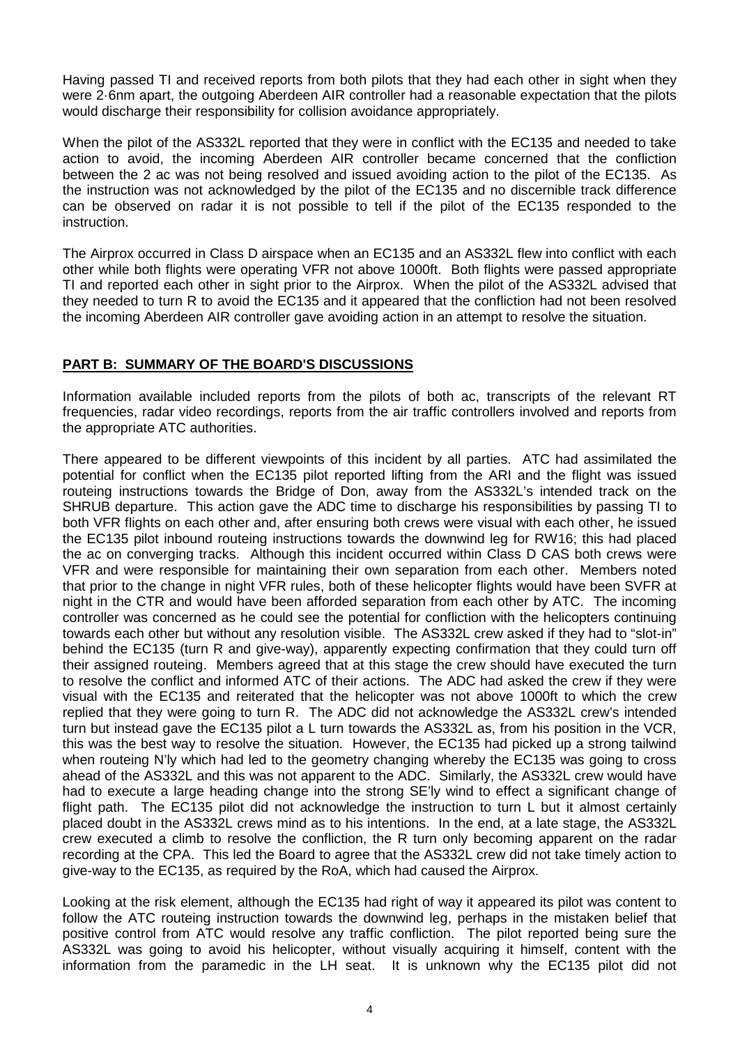Having passed TI and received reports from both pilots that they had each other in sight when they were 2·6nm apart, the outgoing Aberdeen AIR controller had a reasonable expectation that the pilots would discharge their responsibility for collision avoidance appropriately.

When the pilot of the AS332L reported that they were in conflict with the EC135 and needed to take action to avoid, the incoming Aberdeen AIR controller became concerned that the confliction between the 2 ac was not being resolved and issued avoiding action to the pilot of the EC135. As the instruction was not acknowledged by the pilot of the EC135 and no discernible track difference can be observed on radar it is not possible to tell if the pilot of the EC135 responded to the instruction.

The Airprox occurred in Class D airspace when an EC135 and an AS332L flew into conflict with each other while both flights were operating VFR not above 1000ft. Both flights were passed appropriate TI and reported each other in sight prior to the Airprox. When the pilot of the AS332L advised that they needed to turn R to avoid the EC135 and it appeared that the confliction had not been resolved the incoming Aberdeen AIR controller gave avoiding action in an attempt to resolve the situation.

## PART B: SUMMARY OF THE BOARD'S DISCUSSIONS

Information available included reports from the pilots of both ac, transcripts of the relevant RT frequencies, radar video recordings, reports from the air traffic controllers involved and reports from the appropriate ATC authorities.

There appeared to be different viewpoints of this incident by all parties. ATC had assimilated the potential for conflict when the EC135 pilot reported lifting from the ARI and the flight was issued routeing instructions towards the Bridge of Don, away from the AS332L's intended track on the SHRUB departure. This action gave the ADC time to discharge his responsibilities by passing TI to both VFR flights on each other and, after ensuring both crews were visual with each other, he issued the EC135 pilot inbound routeing instructions towards the downwind leg for RW16; this had placed the ac on converging tracks. Although this incident occurred within Class D CAS both crews were VFR and were responsible for maintaining their own separation from each other. Members noted that prior to the change in night VFR rules, both of these helicopter flights would have been SVFR at night in the CTR and would have been afforded separation from each other by ATC. The incoming controller was concerned as he could see the potential for confliction with the helicopters continuing towards each other but without any resolution visible. The AS332L crew asked if they had to "slot-in" behind the EC135 (turn R and give-way), apparently expecting confirmation that they could turn off their assigned routeing. Members agreed that at this stage the crew should have executed the turn to resolve the conflict and informed ATC of their actions. The ADC had asked the crew if they were visual with the EC135 and reiterated that the helicopter was not above 1000ft to which the crew replied that they were going to turn R. The ADC did not acknowledge the AS332L crew's intended turn but instead gave the EC135 pilot a L turn towards the AS332L as, from his position in the VCR, this was the best way to resolve the situation. However, the EC135 had picked up a strong tailwind when routeing N'ly which had led to the geometry changing whereby the EC135 was going to cross ahead of the AS332L and this was not apparent to the ADC. Similarly, the AS332L crew would have had to execute a large heading change into the strong SE'ly wind to effect a significant change of flight path. The EC135 pilot did not acknowledge the instruction to turn L but it almost certainly placed doubt in the AS332L crews mind as to his intentions. In the end, at a late stage, the AS332L crew executed a climb to resolve the confliction, the R turn only becoming apparent on the radar recording at the CPA. This led the Board to agree that the AS332L crew did not take timely action to give-way to the EC135, as required by the RoA, which had caused the Airprox.

Looking at the risk element, although the EC135 had right of way it appeared its pilot was content to follow the ATC routeing instruction towards the downwind leg, perhaps in the mistaken belief that positive control from ATC would resolve any traffic confliction. The pilot reported being sure the AS332L was going to avoid his helicopter, without visually acquiring it himself, content with the information from the paramedic in the LH seat. It is unknown why the EC135 pilot did not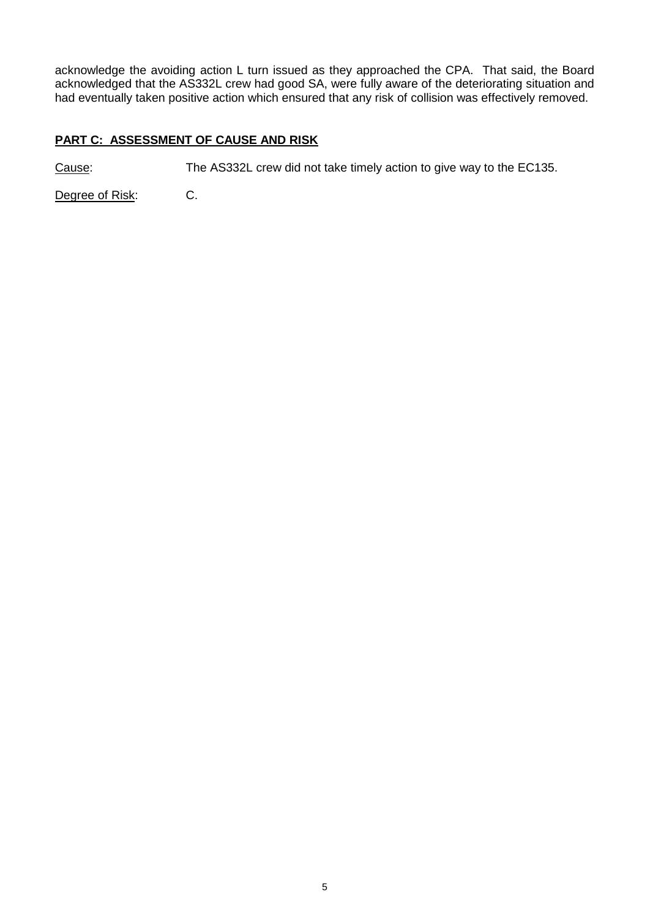acknowledge the avoiding action L turn issued as they approached the CPA. That said, the Board acknowledged that the AS332L crew had good SA, were fully aware of the deteriorating situation and had eventually taken positive action which ensured that any risk of collision was effectively removed.

## PART C: ASSESSMENT OF CAUSE AND RISK

Cause: The AS332L crew did not take timely action to give way to the EC135.

Degree of Risk: C.